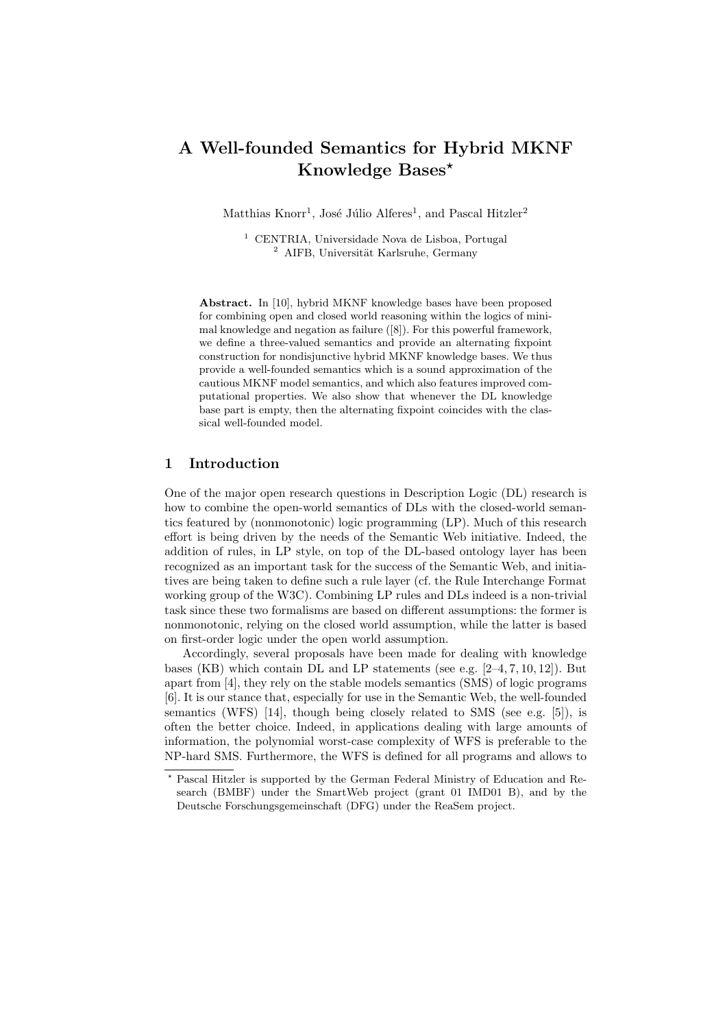# A Well-founded Semantics for Hybrid MKNF Knowledge Bases*

Matthias Knorr[1], José Júlio Alferes[1], and Pascal Hitzler[2]

[1] CENTRIA, Universidade Nova de Lisboa, Portugal
[2] AIFB, Universität Karlsruhe, Germany

**Abstract.** In [10], hybrid MKNF knowledge bases have been proposed for combining open and closed world reasoning within the logics of minimal knowledge and negation as failure ([8]). For this powerful framework, we define a three-valued semantics and provide an alternating fixpoint construction for nondisjunctive hybrid MKNF knowledge bases. We thus provide a well-founded semantics which is a sound approximation of the cautious MKNF model semantics, and which also features improved computational properties. We also show that whenever the DL knowledge base part is empty, then the alternating fixpoint coincides with the classical well-founded model.

## 1 Introduction

One of the major open research questions in Description Logic (DL) research is how to combine the open-world semantics of DLs with the closed-world semantics featured by (nonmonotonic) logic programming (LP). Much of this research effort is being driven by the needs of the Semantic Web initiative. Indeed, the addition of rules, in LP style, on top of the DL-based ontology layer has been recognized as an important task for the success of the Semantic Web, and initiatives are being taken to define such a rule layer (cf. the Rule Interchange Format working group of the W3C). Combining LP rules and DLs indeed is a non-trivial task since these two formalisms are based on different assumptions: the former is nonmonotonic, relying on the closed world assumption, while the latter is based on first-order logic under the open world assumption.

Accordingly, several proposals have been made for dealing with knowledge bases (KB) which contain DL and LP statements (see e.g. [2–4, 7, 10, 12]). But apart from [4], they rely on the stable models semantics (SMS) of logic programs [6]. It is our stance that, especially for use in the Semantic Web, the well-founded semantics (WFS) [14], though being closely related to SMS (see e.g. [5]), is often the better choice. Indeed, in applications dealing with large amounts of information, the polynomial worst-case complexity of WFS is preferable to the NP-hard SMS. Furthermore, the WFS is defined for all programs and allows to

* Pascal Hitzler is supported by the German Federal Ministry of Education and Research (BMBF) under the SmartWeb project (grant 01 IMD01 B), and by the Deutsche Forschungsgemeinschaft (DFG) under the ReaSem project.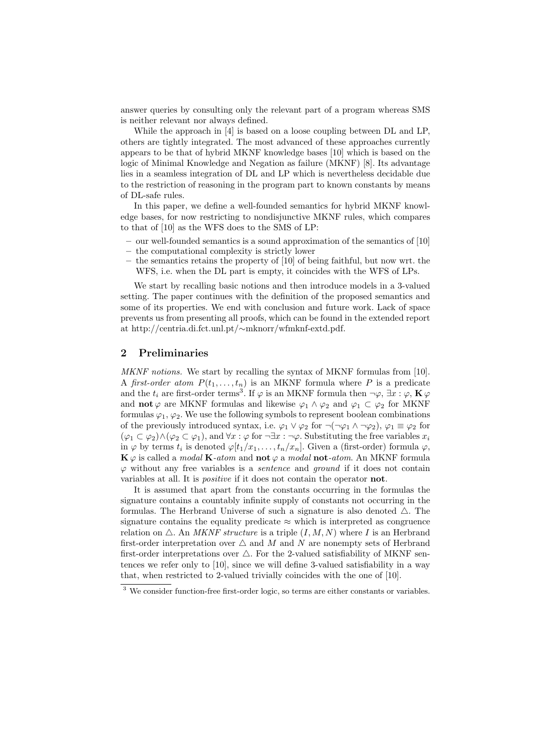answer queries by consulting only the relevant part of a program whereas SMS is neither relevant nor always defined.

While the approach in [4] is based on a loose coupling between DL and LP, others are tightly integrated. The most advanced of these approaches currently appears to be that of hybrid MKNF knowledge bases [10] which is based on the logic of Minimal Knowledge and Negation as failure (MKNF) [8]. Its advantage lies in a seamless integration of DL and LP which is nevertheless decidable due to the restriction of reasoning in the program part to known constants by means of DL-safe rules.

In this paper, we define a well-founded semantics for hybrid MKNF knowledge bases, for now restricting to nondisjunctive MKNF rules, which compares to that of [10] as the WFS does to the SMS of LP:

- our well-founded semantics is a sound approximation of the semantics of [10]
- the computational complexity is strictly lower
- the semantics retains the property of [10] of being faithful, but now wrt. the WFS, i.e. when the DL part is empty, it coincides with the WFS of LPs.

We start by recalling basic notions and then introduce models in a 3-valued setting. The paper continues with the definition of the proposed semantics and some of its properties. We end with conclusion and future work. Lack of space prevents us from presenting all proofs, which can be found in the extended report at http://centria.di.fct.unl.pt/∼mknorr/wfmknf-extd.pdf.

## 2 Preliminaries

*MKNF notions.* We start by recalling the syntax of MKNF formulas from [10]. A *first-order atom* $P(t_1, \ldots, t_n)$ is an MKNF formula where $P$ is a predicate and the $t_i$ are first-order terms[3]. If $\varphi$ is an MKNF formula then $\neg\varphi$, $\exists x : \varphi$, $\mathbf{K}\,\varphi$ and $\mathbf{not}\,\varphi$ are MKNF formulas and likewise $\varphi_1 \wedge \varphi_2$ and $\varphi_1 \subset \varphi_2$ for MKNF formulas $\varphi_1, \varphi_2$. We use the following symbols to represent boolean combinations of the previously introduced syntax, i.e. $\varphi_1 \vee \varphi_2$ for $\neg(\neg\varphi_1 \wedge \neg\varphi_2)$, $\varphi_1 \equiv \varphi_2$ for $(\varphi_1 \subset \varphi_2) \wedge (\varphi_2 \subset \varphi_1)$, and $\forall x : \varphi$ for $\neg\exists x : \neg\varphi$. Substituting the free variables $x_i$ in $\varphi$ by terms $t_i$ is denoted $\varphi[t_1/x_1, \ldots, t_n/x_n]$. Given a (first-order) formula $\varphi$, $\mathbf{K}\,\varphi$ is called a *modal* $\mathbf{K}$*-atom* and $\mathbf{not}\,\varphi$ a *modal* $\mathbf{not}$*-atom*. An MKNF formula $\varphi$ without any free variables is a *sentence* and *ground* if it does not contain variables at all. It is *positive* if it does not contain the operator $\mathbf{not}$.

It is assumed that apart from the constants occurring in the formulas the signature contains a countably infinite supply of constants not occurring in the formulas. The Herbrand Universe of such a signature is also denoted $\triangle$. The signature contains the equality predicate $\approx$ which is interpreted as congruence relation on $\triangle$. An *MKNF structure* is a triple $(I, M, N)$ where $I$ is an Herbrand first-order interpretation over $\triangle$ and $M$ and $N$ are nonempty sets of Herbrand first-order interpretations over $\triangle$. For the 2-valued satisfiability of MKNF sentences we refer only to [10], since we will define 3-valued satisfiability in a way that, when restricted to 2-valued trivially coincides with the one of [10].

[3] We consider function-free first-order logic, so terms are either constants or variables.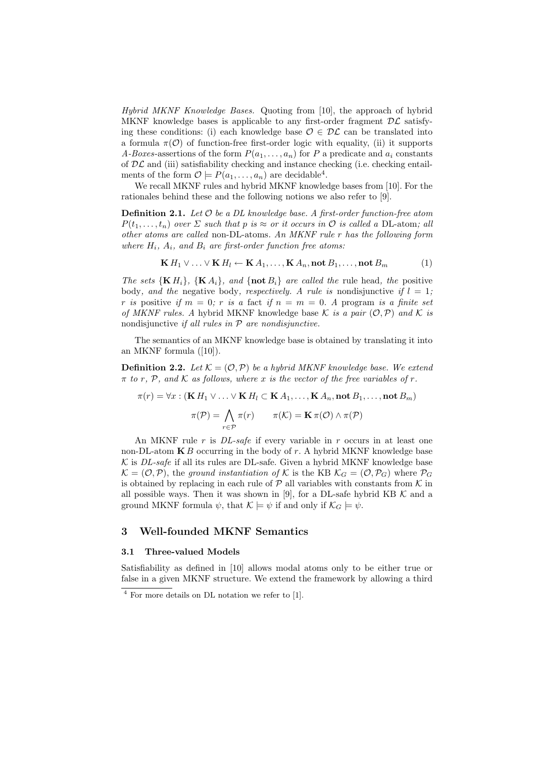*Hybrid MKNF Knowledge Bases.* Quoting from [10], the approach of hybrid MKNF knowledge bases is applicable to any first-order fragment $\mathcal{DL}$ satisfying these conditions: (i) each knowledge base $\mathcal{O} \in \mathcal{DL}$ can be translated into a formula $\pi(\mathcal{O})$ of function-free first-order logic with equality, (ii) it supports *A-Boxes*-assertions of the form $P(a_1, \ldots, a_n)$ for $P$ a predicate and $a_i$ constants of $\mathcal{DL}$ and (iii) satisfiability checking and instance checking (i.e. checking entailments of the form $\mathcal{O} \models P(a_1, \ldots, a_n)$ are decidable[4].

We recall MKNF rules and hybrid MKNF knowledge bases from [10]. For the rationales behind these and the following notions we also refer to [9].

**Definition 2.1.** *Let $\mathcal{O}$ be a DL knowledge base. A first-order function-free atom $P(t_1, \ldots, t_n)$ over $\Sigma$ such that $p$ is $\approx$ or it occurs in $\mathcal{O}$ is called a* DL-atom*; all other atoms are called* non-DL-atoms*. An MKNF rule $r$ has the following form where $H_i$, $A_i$, and $B_i$ are first-order function free atoms:*

$$\mathbf{K}\, H_1 \vee \ldots \vee \mathbf{K}\, H_l \leftarrow \mathbf{K}\, A_1, \ldots, \mathbf{K}\, A_n, \mathbf{not}\, B_1, \ldots, \mathbf{not}\, B_m \tag{1}$$

*The sets $\{\mathbf{K}\, H_i\}$, $\{\mathbf{K}\, A_i\}$, and $\{\mathbf{not}\, B_i\}$ are called the* rule head*, the* positive body*, and the* negative body*, respectively. A rule is* nondisjunctive *if $l = 1$; $r$ is* positive *if $m = 0$; $r$ is a* fact *if $n = m = 0$. A* program *is a finite set of MKNF rules. A* hybrid MKNF knowledge base *$\mathcal{K}$ is a pair $(\mathcal{O}, \mathcal{P})$ and $\mathcal{K}$ is* nondisjunctive *if all rules in $\mathcal{P}$ are nondisjunctive.*

The semantics of an MKNF knowledge base is obtained by translating it into an MKNF formula ([10]).

**Definition 2.2.** *Let $\mathcal{K} = (\mathcal{O}, \mathcal{P})$ be a hybrid MKNF knowledge base. We extend $\pi$ to $r$, $\mathcal{P}$, and $\mathcal{K}$ as follows, where $x$ is the vector of the free variables of $r$.*

$$\pi(r) = \forall x : (\mathbf{K}\, H_1 \vee \ldots \vee \mathbf{K}\, H_l \subset \mathbf{K}\, A_1, \ldots, \mathbf{K}\, A_n, \mathbf{not}\, B_1, \ldots, \mathbf{not}\, B_m)$$

$$\pi(\mathcal{P}) = \bigwedge_{r \in \mathcal{P}} \pi(r) \qquad \pi(\mathcal{K}) = \mathbf{K}\, \pi(\mathcal{O}) \wedge \pi(\mathcal{P})$$

An MKNF rule $r$ is *DL-safe* if every variable in $r$ occurs in at least one non-DL-atom $\mathbf{K}\, B$ occurring in the body of $r$. A hybrid MKNF knowledge base $\mathcal{K}$ is *DL-safe* if all its rules are DL-safe. Given a hybrid MKNF knowledge base $\mathcal{K} = (\mathcal{O}, \mathcal{P})$, the *ground instantiation of* $\mathcal{K}$ is the KB $\mathcal{K}_G = (\mathcal{O}, \mathcal{P}_G)$ where $\mathcal{P}_G$ is obtained by replacing in each rule of $\mathcal{P}$ all variables with constants from $\mathcal{K}$ in all possible ways. Then it was shown in [9], for a DL-safe hybrid KB $\mathcal{K}$ and a ground MKNF formula $\psi$, that $\mathcal{K} \models \psi$ if and only if $\mathcal{K}_G \models \psi$.

## 3 Well-founded MKNF Semantics

### 3.1 Three-valued Models

Satisfiability as defined in [10] allows modal atoms only to be either true or false in a given MKNF structure. We extend the framework by allowing a third

---

[4] For more details on DL notation we refer to [1].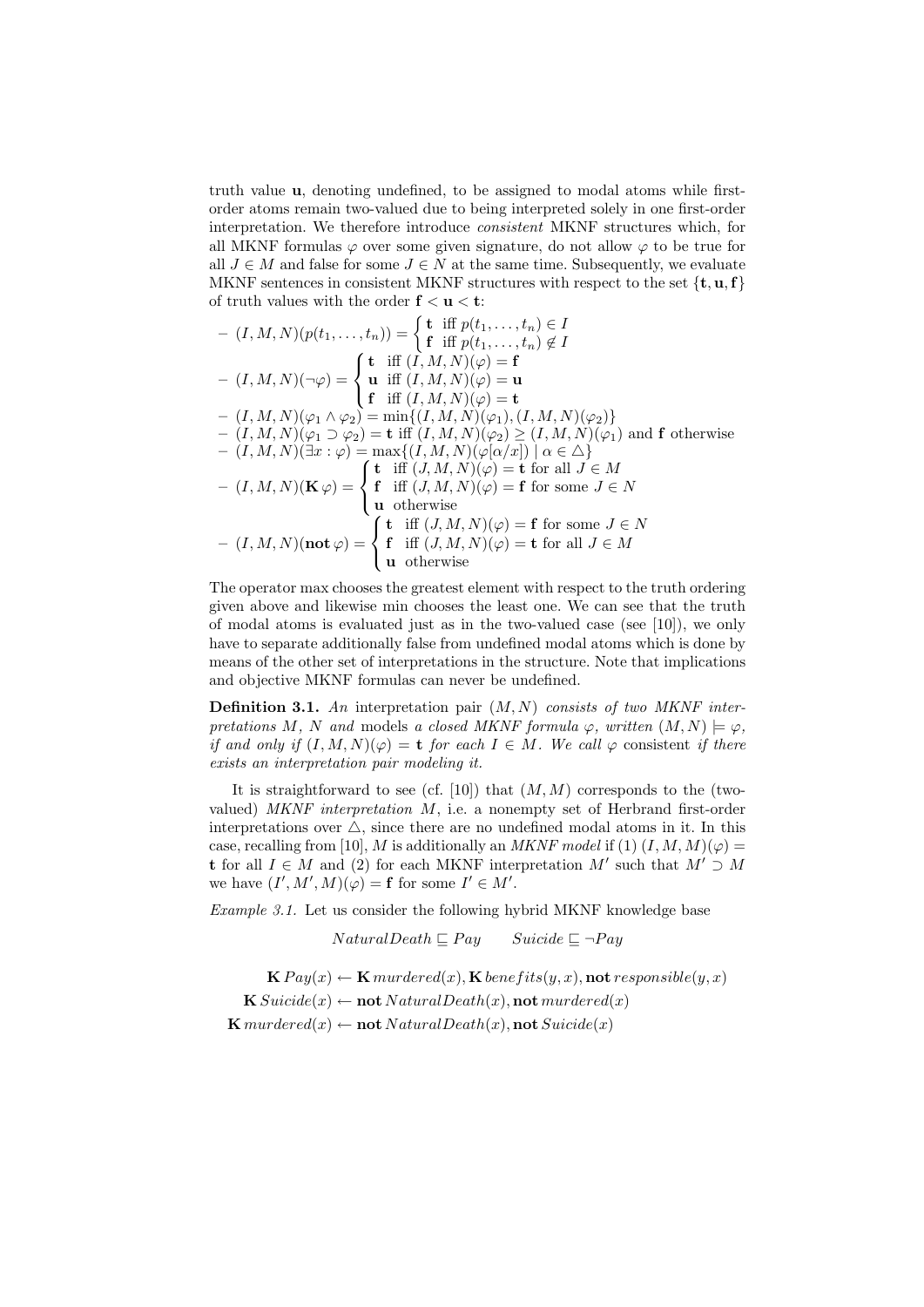truth value $\mathbf{u}$, denoting undefined, to be assigned to modal atoms while first-order atoms remain two-valued due to being interpreted solely in one first-order interpretation. We therefore introduce *consistent* MKNF structures which, for all MKNF formulas $\varphi$ over some given signature, do not allow $\varphi$ to be true for all $J \in M$ and false for some $J \in N$ at the same time. Subsequently, we evaluate MKNF sentences in consistent MKNF structures with respect to the set $\{\mathbf{t}, \mathbf{u}, \mathbf{f}\}$ of truth values with the order $\mathbf{f} < \mathbf{u} < \mathbf{t}$:

- $(I, M, N)(p(t_1, \ldots, t_n)) = \begin{cases} \mathbf{t} & \text{iff } p(t_1, \ldots, t_n) \in I \\ \mathbf{f} & \text{iff } p(t_1, \ldots, t_n) \notin I \end{cases}$
- $(I, M, N)(\neg\varphi) = \begin{cases} \mathbf{t} & \text{iff } (I, M, N)(\varphi) = \mathbf{f} \\ \mathbf{u} & \text{iff } (I, M, N)(\varphi) = \mathbf{u} \\ \mathbf{f} & \text{iff } (I, M, N)(\varphi) = \mathbf{t} \end{cases}$
- $(I, M, N)(\varphi_1 \wedge \varphi_2) = \min\{(I, M, N)(\varphi_1), (I, M, N)(\varphi_2)\}$
- $(I, M, N)(\varphi_1 \supset \varphi_2) = \mathbf{t}$ iff $(I, M, N)(\varphi_2) \geq (I, M, N)(\varphi_1)$ and $\mathbf{f}$ otherwise
- $(I, M, N)(\exists x : \varphi) = \max\{(I, M, N)(\varphi[\alpha/x]) \mid \alpha \in \triangle\}$
- $(I, M, N)(\mathbf{K}\,\varphi) = \begin{cases} \mathbf{t} & \text{iff } (J, M, N)(\varphi) = \mathbf{t} \text{ for all } J \in M \\ \mathbf{f} & \text{iff } (J, M, N)(\varphi) = \mathbf{f} \text{ for some } J \in N \\ \mathbf{u} & \text{otherwise} \end{cases}$
- $(I, M, N)(\mathbf{not}\,\varphi) = \begin{cases} \mathbf{t} & \text{iff } (J, M, N)(\varphi) = \mathbf{f} \text{ for some } J \in N \\ \mathbf{f} & \text{iff } (J, M, N)(\varphi) = \mathbf{t} \text{ for all } J \in M \\ \mathbf{u} & \text{otherwise} \end{cases}$

The operator max chooses the greatest element with respect to the truth ordering given above and likewise min chooses the least one. We can see that the truth of modal atoms is evaluated just as in the two-valued case (see [10]), we only have to separate additionally false from undefined modal atoms which is done by means of the other set of interpretations in the structure. Note that implications and objective MKNF formulas can never be undefined.

**Definition 3.1.** *An* interpretation pair $(M, N)$ *consists of two MKNF interpretations $M$, $N$ and* models *a closed MKNF formula $\varphi$, written $(M, N) \models \varphi$, if and only if $(I, M, N)(\varphi) = \mathbf{t}$ for each $I \in M$. We call $\varphi$* consistent *if there exists an interpretation pair modeling it.*

It is straightforward to see (cf. [10]) that $(M, M)$ corresponds to the (two-valued) *MKNF interpretation* $M$, i.e. a nonempty set of Herbrand first-order interpretations over $\triangle$, since there are no undefined modal atoms in it. In this case, recalling from [10], $M$ is additionally an *MKNF model* if (1) $(I, M, M)(\varphi) = \mathbf{t}$ for all $I \in M$ and (2) for each MKNF interpretation $M'$ such that $M' \supset M$ we have $(I', M', M)(\varphi) = \mathbf{f}$ for some $I' \in M'$.

*Example 3.1.* Let us consider the following hybrid MKNF knowledge base

$$NaturalDeath \sqsubseteq Pay \qquad Suicide \sqsubseteq \neg Pay$$

$$\mathbf{K}\,Pay(x) \leftarrow \mathbf{K}\,murdered(x), \mathbf{K}\,benefits(y, x), \mathbf{not}\,responsible(y, x)$$
$$\mathbf{K}\,Suicide(x) \leftarrow \mathbf{not}\,NaturalDeath(x), \mathbf{not}\,murdered(x)$$
$$\mathbf{K}\,murdered(x) \leftarrow \mathbf{not}\,NaturalDeath(x), \mathbf{not}\,Suicide(x)$$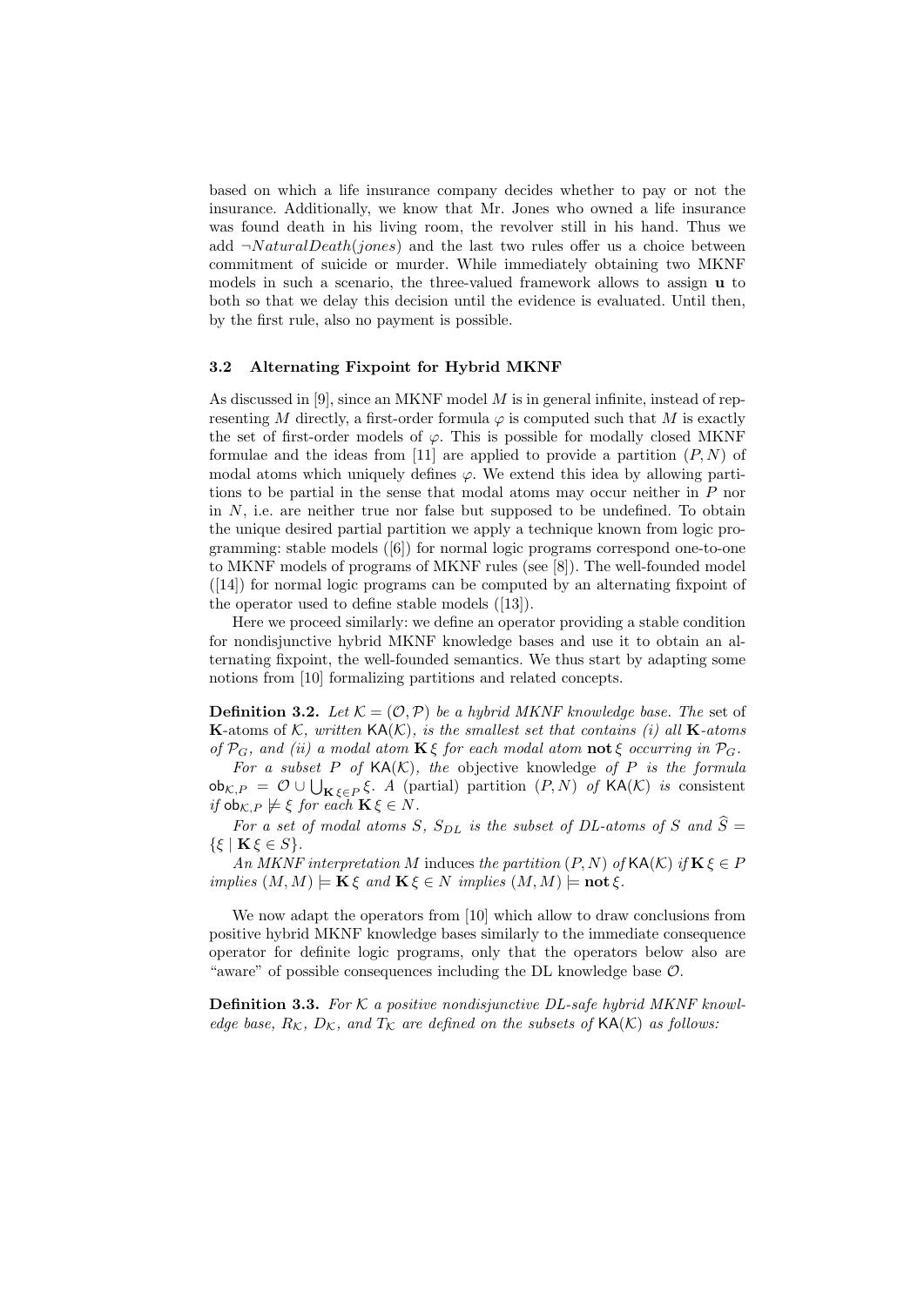based on which a life insurance company decides whether to pay or not the insurance. Additionally, we know that Mr. Jones who owned a life insurance was found death in his living room, the revolver still in his hand. Thus we add $\neg NaturalDeath(jones)$ and the last two rules offer us a choice between commitment of suicide or murder. While immediately obtaining two MKNF models in such a scenario, the three-valued framework allows to assign **u** to both so that we delay this decision until the evidence is evaluated. Until then, by the first rule, also no payment is possible.

### 3.2 Alternating Fixpoint for Hybrid MKNF

As discussed in [9], since an MKNF model $M$ is in general infinite, instead of representing $M$ directly, a first-order formula $\varphi$ is computed such that $M$ is exactly the set of first-order models of $\varphi$. This is possible for modally closed MKNF formulae and the ideas from [11] are applied to provide a partition $(P, N)$ of modal atoms which uniquely defines $\varphi$. We extend this idea by allowing partitions to be partial in the sense that modal atoms may occur neither in $P$ nor in $N$, i.e. are neither true nor false but supposed to be undefined. To obtain the unique desired partial partition we apply a technique known from logic programming: stable models ([6]) for normal logic programs correspond one-to-one to MKNF models of programs of MKNF rules (see [8]). The well-founded model ([14]) for normal logic programs can be computed by an alternating fixpoint of the operator used to define stable models ([13]).

Here we proceed similarly: we define an operator providing a stable condition for nondisjunctive hybrid MKNF knowledge bases and use it to obtain an alternating fixpoint, the well-founded semantics. We thus start by adapting some notions from [10] formalizing partitions and related concepts.

**Definition 3.2.** *Let $\mathcal{K} = (\mathcal{O}, \mathcal{P})$ be a hybrid MKNF knowledge base. The* set of **K**-atoms of $\mathcal{K}$, *written* $\mathsf{KA}(\mathcal{K})$, *is the smallest set that contains (i) all* **K**-*atoms of $\mathcal{P}_G$, and (ii) a modal atom $\mathbf{K}\,\xi$ for each modal atom $\mathbf{not}\,\xi$ occurring in $\mathcal{P}_G$.*

*For a subset $P$ of $\mathsf{KA}(\mathcal{K})$, the* objective knowledge *of $P$ is the formula $\mathsf{ob}_{\mathcal{K},P} = \mathcal{O} \cup \bigcup_{\mathbf{K}\,\xi \in P} \xi$. A* (partial) partition *$(P, N)$ of $\mathsf{KA}(\mathcal{K})$ is* consistent *if $\mathsf{ob}_{\mathcal{K},P} \not\models \xi$ for each $\mathbf{K}\,\xi \in N$.*

*For a set of modal atoms $S$, $S_{DL}$ is the subset of DL-atoms of $S$ and $\widehat{S} = \{\xi \mid \mathbf{K}\,\xi \in S\}$.*

*An MKNF interpretation $M$* induces the partition *$(P, N)$ of $\mathsf{KA}(\mathcal{K})$ if $\mathbf{K}\,\xi \in P$ implies $(M, M) \models \mathbf{K}\,\xi$ and $\mathbf{K}\,\xi \in N$ implies $(M, M) \models \mathbf{not}\,\xi$.*

We now adapt the operators from [10] which allow to draw conclusions from positive hybrid MKNF knowledge bases similarly to the immediate consequence operator for definite logic programs, only that the operators below also are "aware" of possible consequences including the DL knowledge base $\mathcal{O}$.

**Definition 3.3.** *For $\mathcal{K}$ a positive nondisjunctive DL-safe hybrid MKNF knowledge base, $R_{\mathcal{K}}$, $D_{\mathcal{K}}$, and $T_{\mathcal{K}}$ are defined on the subsets of $\mathsf{KA}(\mathcal{K})$ as follows:*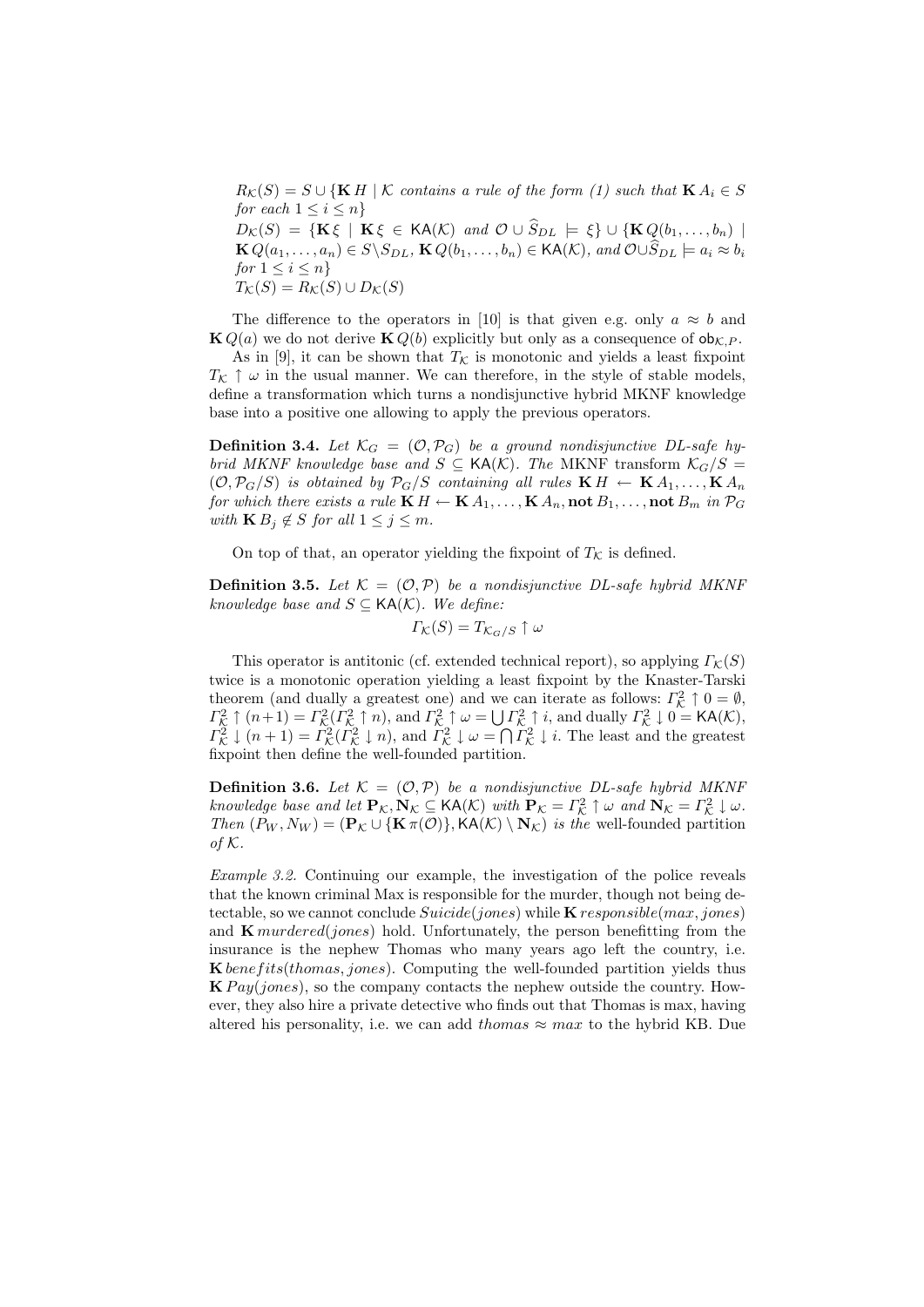$R_{\mathcal{K}}(S) = S \cup \{\mathbf{K}\, H \mid \mathcal{K}$ *contains a rule of the form (1) such that* $\mathbf{K}\, A_i \in S$ *for each* $1 \leq i \leq n\}$

$D_{\mathcal{K}}(S) = \{\mathbf{K}\, \xi \mid \mathbf{K}\, \xi \in \mathsf{KA}(\mathcal{K})$ *and* $\mathcal{O} \cup \widehat{S}_{DL} \models \xi\} \cup \{\mathbf{K}\, Q(b_1, \ldots, b_n) \mid \mathbf{K}\, Q(a_1, \ldots, a_n) \in S \setminus S_{DL}, \mathbf{K}\, Q(b_1, \ldots, b_n) \in \mathsf{KA}(\mathcal{K})$, *and* $\mathcal{O} \cup \widehat{S}_{DL} \models a_i \approx b_i$ *for* $1 \leq i \leq n\}$

$T_{\mathcal{K}}(S) = R_{\mathcal{K}}(S) \cup D_{\mathcal{K}}(S)$

The difference to the operators in [10] is that given e.g. only $a \approx b$ and $\mathbf{K}\, Q(a)$ we do not derive $\mathbf{K}\, Q(b)$ explicitly but only as a consequence of $\mathsf{ob}_{\mathcal{K},P}$.

As in [9], it can be shown that $T_{\mathcal{K}}$ is monotonic and yields a least fixpoint $T_{\mathcal{K}} \uparrow \omega$ in the usual manner. We can therefore, in the style of stable models, define a transformation which turns a nondisjunctive hybrid MKNF knowledge base into a positive one allowing to apply the previous operators.

**Definition 3.4.** *Let* $\mathcal{K}_G = (\mathcal{O}, \mathcal{P}_G)$ *be a ground nondisjunctive DL-safe hybrid MKNF knowledge base and* $S \subseteq \mathsf{KA}(\mathcal{K})$*. The* MKNF transform $\mathcal{K}_G/S = (\mathcal{O}, \mathcal{P}_G/S)$ *is obtained by* $\mathcal{P}_G/S$ *containing all rules* $\mathbf{K}\, H \leftarrow \mathbf{K}\, A_1, \ldots, \mathbf{K}\, A_n$ *for which there exists a rule* $\mathbf{K}\, H \leftarrow \mathbf{K}\, A_1, \ldots, \mathbf{K}\, A_n, \mathbf{not}\, B_1, \ldots, \mathbf{not}\, B_m$ *in* $\mathcal{P}_G$ *with* $\mathbf{K}\, B_j \notin S$ *for all* $1 \leq j \leq m$.

On top of that, an operator yielding the fixpoint of $T_{\mathcal{K}}$ is defined.

**Definition 3.5.** *Let* $\mathcal{K} = (\mathcal{O}, \mathcal{P})$ *be a nondisjunctive DL-safe hybrid MKNF knowledge base and* $S \subseteq \mathsf{KA}(\mathcal{K})$*. We define:*

$$\Gamma_{\mathcal{K}}(S) = T_{\mathcal{K}_G/S} \uparrow \omega$$

This operator is antitonic (cf. extended technical report), so applying $\Gamma_{\mathcal{K}}(S)$ twice is a monotonic operation yielding a least fixpoint by the Knaster-Tarski theorem (and dually a greatest one) and we can iterate as follows: $\Gamma^2_{\mathcal{K}} \uparrow 0 = \emptyset$, $\Gamma^2_{\mathcal{K}} \uparrow (n+1) = \Gamma^2_{\mathcal{K}}(\Gamma^2_{\mathcal{K}} \uparrow n)$, and $\Gamma^2_{\mathcal{K}} \uparrow \omega = \bigcup \Gamma^2_{\mathcal{K}} \uparrow i$, and dually $\Gamma^2_{\mathcal{K}} \downarrow 0 = \mathsf{KA}(\mathcal{K})$, $\Gamma^2_{\mathcal{K}} \downarrow (n+1) = \Gamma^2_{\mathcal{K}}(\Gamma^2_{\mathcal{K}} \downarrow n)$, and $\Gamma^2_{\mathcal{K}} \downarrow \omega = \bigcap \Gamma^2_{\mathcal{K}} \downarrow i$. The least and the greatest fixpoint then define the well-founded partition.

**Definition 3.6.** *Let* $\mathcal{K} = (\mathcal{O}, \mathcal{P})$ *be a nondisjunctive DL-safe hybrid MKNF knowledge base and let* $\mathbf{P}_{\mathcal{K}}, \mathbf{N}_{\mathcal{K}} \subseteq \mathsf{KA}(\mathcal{K})$ *with* $\mathbf{P}_{\mathcal{K}} = \Gamma^2_{\mathcal{K}} \uparrow \omega$ *and* $\mathbf{N}_{\mathcal{K}} = \Gamma^2_{\mathcal{K}} \downarrow \omega$*. Then* $(P_W, N_W) = (\mathbf{P}_{\mathcal{K}} \cup \{\mathbf{K}\, \pi(\mathcal{O})\}, \mathsf{KA}(\mathcal{K}) \setminus \mathbf{N}_{\mathcal{K}})$ *is the* well-founded partition *of* $\mathcal{K}$.

*Example 3.2.* Continuing our example, the investigation of the police reveals that the known criminal Max is responsible for the murder, though not being detectable, so we cannot conclude $Suicide(jones)$ while $\mathbf{K}\, responsible(max, jones)$ and $\mathbf{K}\, murdered(jones)$ hold. Unfortunately, the person benefitting from the insurance is the nephew Thomas who many years ago left the country, i.e. $\mathbf{K}\, benefits(thomas, jones)$. Computing the well-founded partition yields thus $\mathbf{K}\, Pay(jones)$, so the company contacts the nephew outside the country. However, they also hire a private detective who finds out that Thomas is max, having altered his personality, i.e. we can add $thomas \approx max$ to the hybrid KB. Due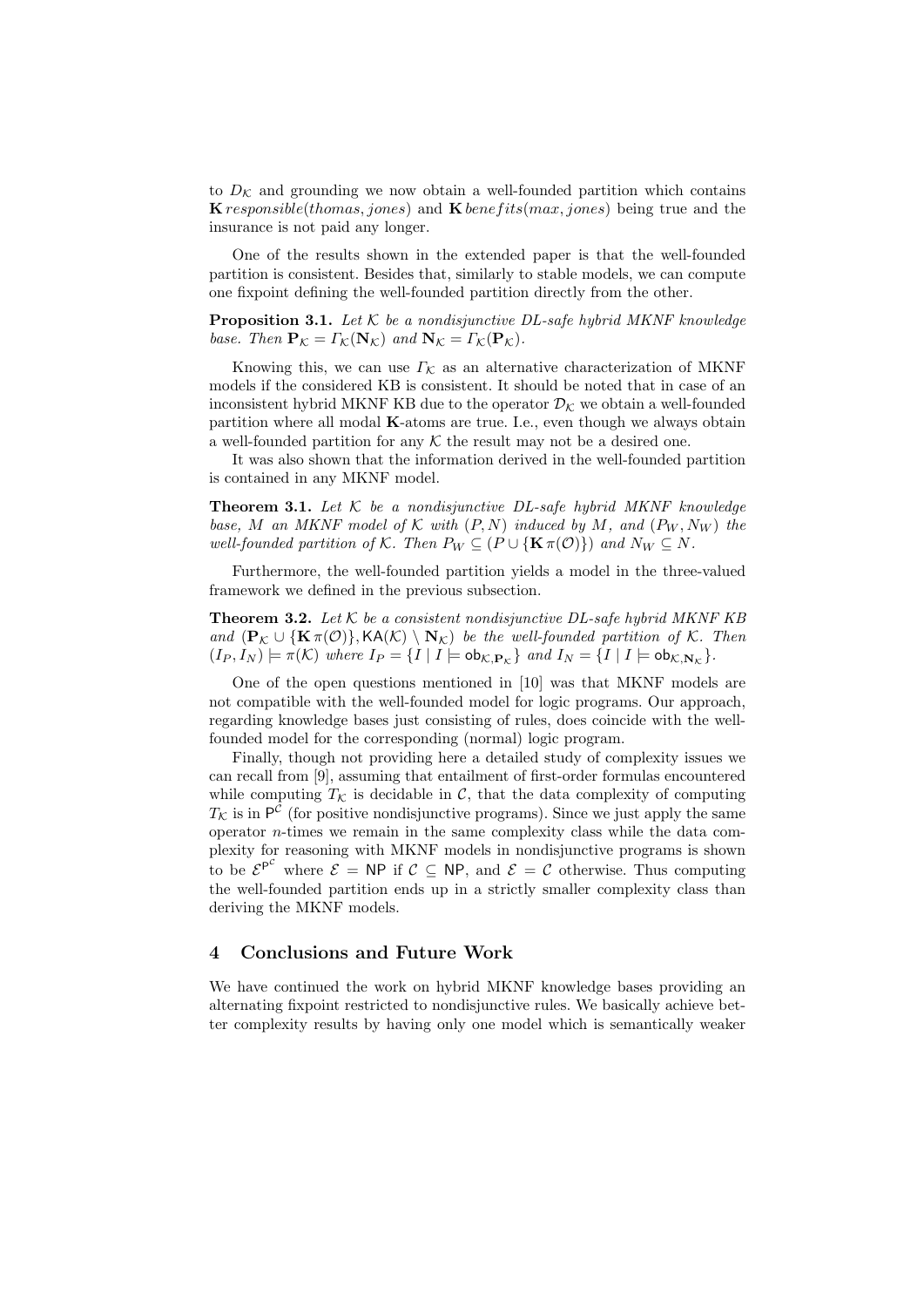to $D_{\mathcal{K}}$ and grounding we now obtain a well-founded partition which contains $\mathbf{K}\, responsible(thomas, jones)$ and $\mathbf{K}\, benefits(max, jones)$ being true and the insurance is not paid any longer.

One of the results shown in the extended paper is that the well-founded partition is consistent. Besides that, similarly to stable models, we can compute one fixpoint defining the well-founded partition directly from the other.

**Proposition 3.1.** *Let $\mathcal{K}$ be a nondisjunctive DL-safe hybrid MKNF knowledge base. Then $\mathbf{P}_{\mathcal{K}} = \Gamma_{\mathcal{K}}(\mathbf{N}_{\mathcal{K}})$ and $\mathbf{N}_{\mathcal{K}} = \Gamma_{\mathcal{K}}(\mathbf{P}_{\mathcal{K}})$.*

Knowing this, we can use $\Gamma_{\mathcal{K}}$ as an alternative characterization of MKNF models if the considered KB is consistent. It should be noted that in case of an inconsistent hybrid MKNF KB due to the operator $\mathcal{D}_{\mathcal{K}}$ we obtain a well-founded partition where all modal **K**-atoms are true. I.e., even though we always obtain a well-founded partition for any $\mathcal{K}$ the result may not be a desired one.

It was also shown that the information derived in the well-founded partition is contained in any MKNF model.

**Theorem 3.1.** *Let $\mathcal{K}$ be a nondisjunctive DL-safe hybrid MKNF knowledge base, $M$ an MKNF model of $\mathcal{K}$ with $(P, N)$ induced by $M$, and $(P_W, N_W)$ the well-founded partition of $\mathcal{K}$. Then $P_W \subseteq (P \cup \{\mathbf{K}\,\pi(\mathcal{O})\})$ and $N_W \subseteq N$.*

Furthermore, the well-founded partition yields a model in the three-valued framework we defined in the previous subsection.

**Theorem 3.2.** *Let $\mathcal{K}$ be a consistent nondisjunctive DL-safe hybrid MKNF KB and $(\mathbf{P}_{\mathcal{K}} \cup \{\mathbf{K}\,\pi(\mathcal{O})\}, \mathsf{KA}(\mathcal{K}) \setminus \mathbf{N}_{\mathcal{K}})$ be the well-founded partition of $\mathcal{K}$. Then $(I_P, I_N) \models \pi(\mathcal{K})$ where $I_P = \{I \mid I \models \mathsf{ob}_{\mathcal{K},\mathbf{P}_{\mathcal{K}}}\}$ and $I_N = \{I \mid I \models \mathsf{ob}_{\mathcal{K},\mathbf{N}_{\mathcal{K}}}\}$.*

One of the open questions mentioned in [10] was that MKNF models are not compatible with the well-founded model for logic programs. Our approach, regarding knowledge bases just consisting of rules, does coincide with the well-founded model for the corresponding (normal) logic program.

Finally, though not providing here a detailed study of complexity issues we can recall from [9], assuming that entailment of first-order formulas encountered while computing $T_{\mathcal{K}}$ is decidable in $\mathcal{C}$, that the data complexity of computing $T_{\mathcal{K}}$ is in $\mathsf{P}^{\mathcal{C}}$ (for positive nondisjunctive programs). Since we just apply the same operator $n$-times we remain in the same complexity class while the data complexity for reasoning with MKNF models in nondisjunctive programs is shown to be $\mathcal{E}^{\mathsf{P}^{\mathcal{C}}}$ where $\mathcal{E} = \mathsf{NP}$ if $\mathcal{C} \subseteq \mathsf{NP}$, and $\mathcal{E} = \mathcal{C}$ otherwise. Thus computing the well-founded partition ends up in a strictly smaller complexity class than deriving the MKNF models.

## 4 Conclusions and Future Work

We have continued the work on hybrid MKNF knowledge bases providing an alternating fixpoint restricted to nondisjunctive rules. We basically achieve better complexity results by having only one model which is semantically weaker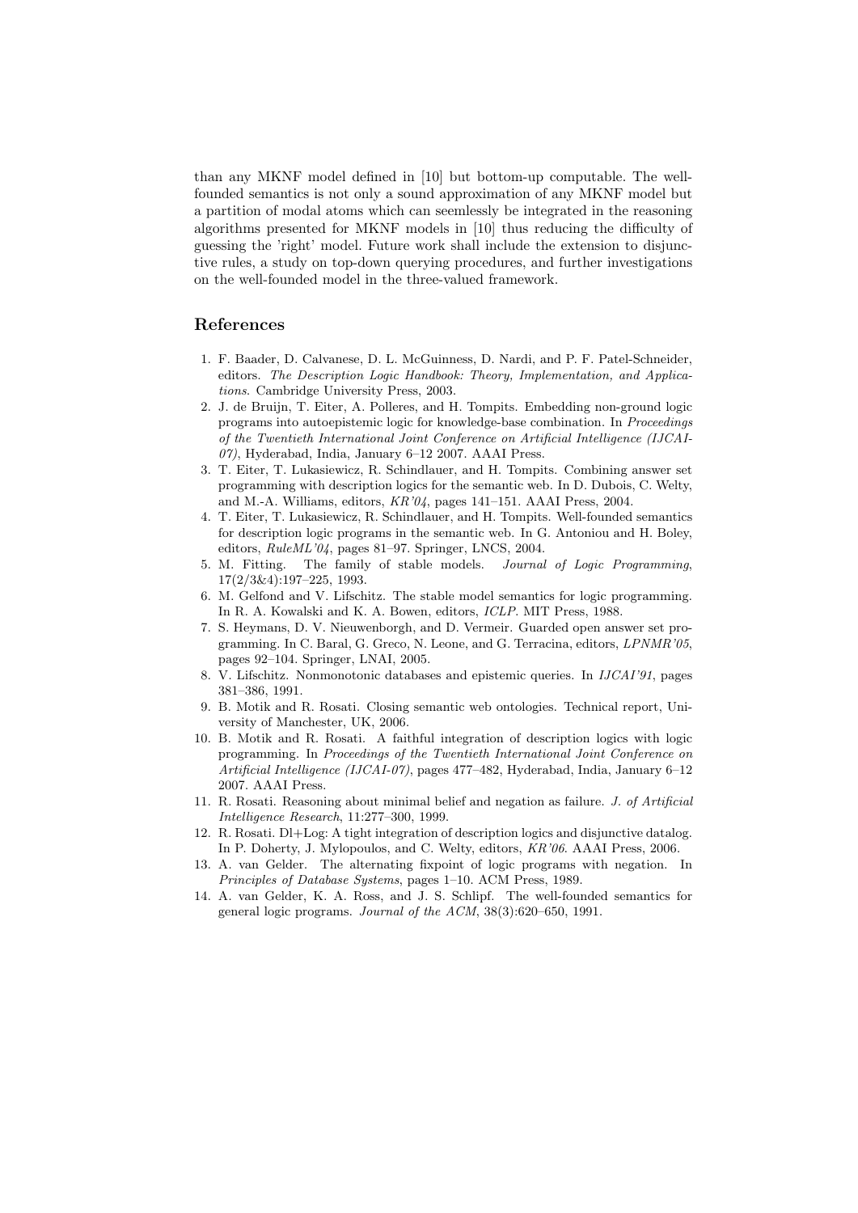than any MKNF model defined in [10] but bottom-up computable. The well-founded semantics is not only a sound approximation of any MKNF model but a partition of modal atoms which can seemlessly be integrated in the reasoning algorithms presented for MKNF models in [10] thus reducing the difficulty of guessing the 'right' model. Future work shall include the extension to disjunctive rules, a study on top-down querying procedures, and further investigations on the well-founded model in the three-valued framework.

## References

1. F. Baader, D. Calvanese, D. L. McGuinness, D. Nardi, and P. F. Patel-Schneider, editors. *The Description Logic Handbook: Theory, Implementation, and Applications*. Cambridge University Press, 2003.
2. J. de Bruijn, T. Eiter, A. Polleres, and H. Tompits. Embedding non-ground logic programs into autoepistemic logic for knowledge-base combination. In *Proceedings of the Twentieth International Joint Conference on Artificial Intelligence (IJCAI-07)*, Hyderabad, India, January 6–12 2007. AAAI Press.
3. T. Eiter, T. Lukasiewicz, R. Schindlauer, and H. Tompits. Combining answer set programming with description logics for the semantic web. In D. Dubois, C. Welty, and M.-A. Williams, editors, *KR'04*, pages 141–151. AAAI Press, 2004.
4. T. Eiter, T. Lukasiewicz, R. Schindlauer, and H. Tompits. Well-founded semantics for description logic programs in the semantic web. In G. Antoniou and H. Boley, editors, *RuleML'04*, pages 81–97. Springer, LNCS, 2004.
5. M. Fitting. The family of stable models. *Journal of Logic Programming*, 17(2/3&4):197–225, 1993.
6. M. Gelfond and V. Lifschitz. The stable model semantics for logic programming. In R. A. Kowalski and K. A. Bowen, editors, *ICLP*. MIT Press, 1988.
7. S. Heymans, D. V. Nieuwenborgh, and D. Vermeir. Guarded open answer set programming. In C. Baral, G. Greco, N. Leone, and G. Terracina, editors, *LPNMR'05*, pages 92–104. Springer, LNAI, 2005.
8. V. Lifschitz. Nonmonotonic databases and epistemic queries. In *IJCAI'91*, pages 381–386, 1991.
9. B. Motik and R. Rosati. Closing semantic web ontologies. Technical report, University of Manchester, UK, 2006.
10. B. Motik and R. Rosati. A faithful integration of description logics with logic programming. In *Proceedings of the Twentieth International Joint Conference on Artificial Intelligence (IJCAI-07)*, pages 477–482, Hyderabad, India, January 6–12 2007. AAAI Press.
11. R. Rosati. Reasoning about minimal belief and negation as failure. *J. of Artificial Intelligence Research*, 11:277–300, 1999.
12. R. Rosati. Dl+Log: A tight integration of description logics and disjunctive datalog. In P. Doherty, J. Mylopoulos, and C. Welty, editors, *KR'06*. AAAI Press, 2006.
13. A. van Gelder. The alternating fixpoint of logic programs with negation. In *Principles of Database Systems*, pages 1–10. ACM Press, 1989.
14. A. van Gelder, K. A. Ross, and J. S. Schlipf. The well-founded semantics for general logic programs. *Journal of the ACM*, 38(3):620–650, 1991.